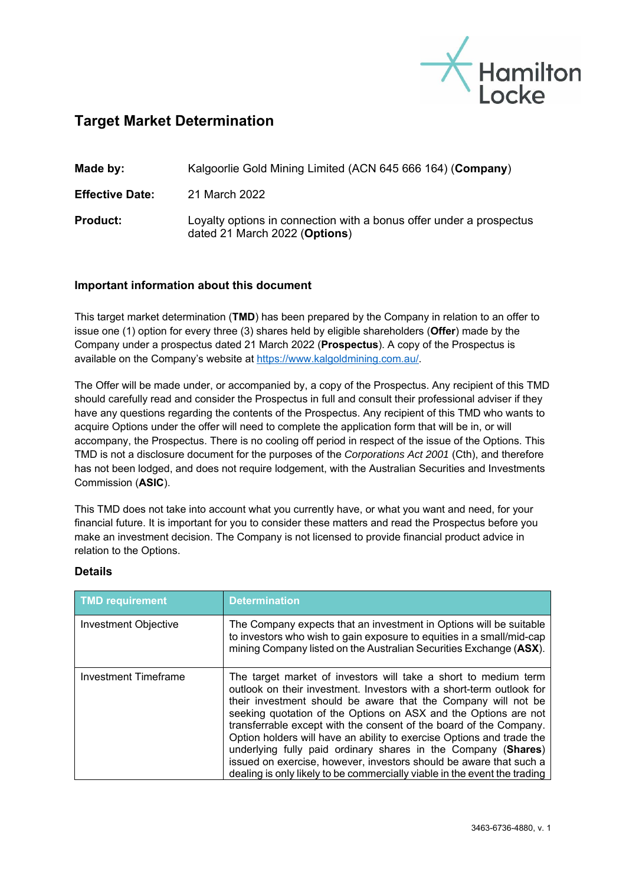# Target Market Determination

**Made by:** Kalgoorlie Gold Mining Limited (ACN 645 666 164) (**Company**)

**Effective Date:** 21 March 2022

**Product:** Loyalty options in connection with a bonus offer under a prospectus dated 21 March 2022 (**Options**)

## Important information about this document

This target market determination (**TMD**) has been prepared by the Company in relation to an offer to issue one (1) option for every three (3) shares held by eligible shareholders (**Offer**) made by the Company under a prospectus dated 21 March 2022 (**Prospectus**). A copy of the Prospectus is available on the Company's website at https://www.kalgoldmining.com.au/.

The Offer will be made under, or accompanied by, a copy of the Prospectus. Any recipient of this TMD should carefully read and consider the Prospectus in full and consult their professional adviser if they have any questions regarding the contents of the Prospectus. Any recipient of this TMD who wants to acquire Options under the offer will need to complete the application form that will be in, or will accompany, the Prospectus. There is no cooling off period in respect of the issue of the Options. This TMD is not a disclosure document for the purposes of the *Corporations Act 2001* (Cth), and therefore has not been lodged, and does not require lodgement, with the Australian Securities and Investments Commission (**ASIC**).

This TMD does not take into account what you currently have, or what you want and need, for your financial future. It is important for you to consider these matters and read the Prospectus before you make an investment decision. The Company is not licensed to provide financial product advice in relation to the Options.

## Details

| TMD requirement | Determination |
|---|---|
| Investment Objective | The Company expects that an investment in Options will be suitable to investors who wish to gain exposure to equities in a small/mid-cap mining Company listed on the Australian Securities Exchange (**ASX**). |
| Investment Timeframe | The target market of investors will take a short to medium term outlook on their investment. Investors with a short-term outlook for their investment should be aware that the Company will not be seeking quotation of the Options on ASX and the Options are not transferrable except with the consent of the board of the Company. Option holders will have an ability to exercise Options and trade the underlying fully paid ordinary shares in the Company (**Shares**) issued on exercise, however, investors should be aware that such a dealing is only likely to be commercially viable in the event the trading |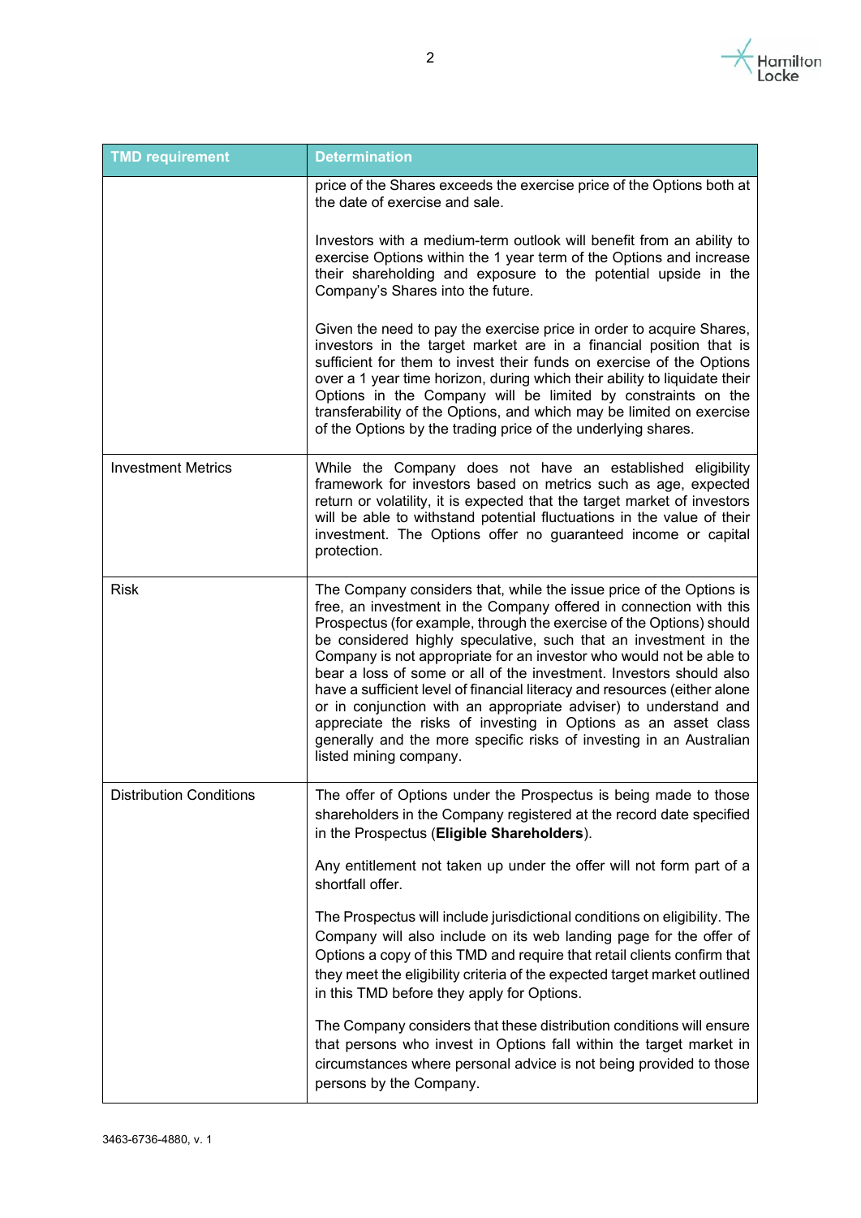| TMD requirement | Determination |
| --- | --- |
| | price of the Shares exceeds the exercise price of the Options both at the date of exercise and sale.<br><br>Investors with a medium-term outlook will benefit from an ability to exercise Options within the 1 year term of the Options and increase their shareholding and exposure to the potential upside in the Company's Shares into the future.<br><br>Given the need to pay the exercise price in order to acquire Shares, investors in the target market are in a financial position that is sufficient for them to invest their funds on exercise of the Options over a 1 year time horizon, during which their ability to liquidate their Options in the Company will be limited by constraints on the transferability of the Options, and which may be limited on exercise of the Options by the trading price of the underlying shares. |
| Investment Metrics | While the Company does not have an established eligibility framework for investors based on metrics such as age, expected return or volatility, it is expected that the target market of investors will be able to withstand potential fluctuations in the value of their investment. The Options offer no guaranteed income or capital protection. |
| Risk | The Company considers that, while the issue price of the Options is free, an investment in the Company offered in connection with this Prospectus (for example, through the exercise of the Options) should be considered highly speculative, such that an investment in the Company is not appropriate for an investor who would not be able to bear a loss of some or all of the investment. Investors should also have a sufficient level of financial literacy and resources (either alone or in conjunction with an appropriate adviser) to understand and appreciate the risks of investing in Options as an asset class generally and the more specific risks of investing in an Australian listed mining company. |
| Distribution Conditions | The offer of Options under the Prospectus is being made to those shareholders in the Company registered at the record date specified in the Prospectus (**Eligible Shareholders**).<br><br>Any entitlement not taken up under the offer will not form part of a shortfall offer.<br><br>The Prospectus will include jurisdictional conditions on eligibility. The Company will also include on its web landing page for the offer of Options a copy of this TMD and require that retail clients confirm that they meet the eligibility criteria of the expected target market outlined in this TMD before they apply for Options.<br><br>The Company considers that these distribution conditions will ensure that persons who invest in Options fall within the target market in circumstances where personal advice is not being provided to those persons by the Company. |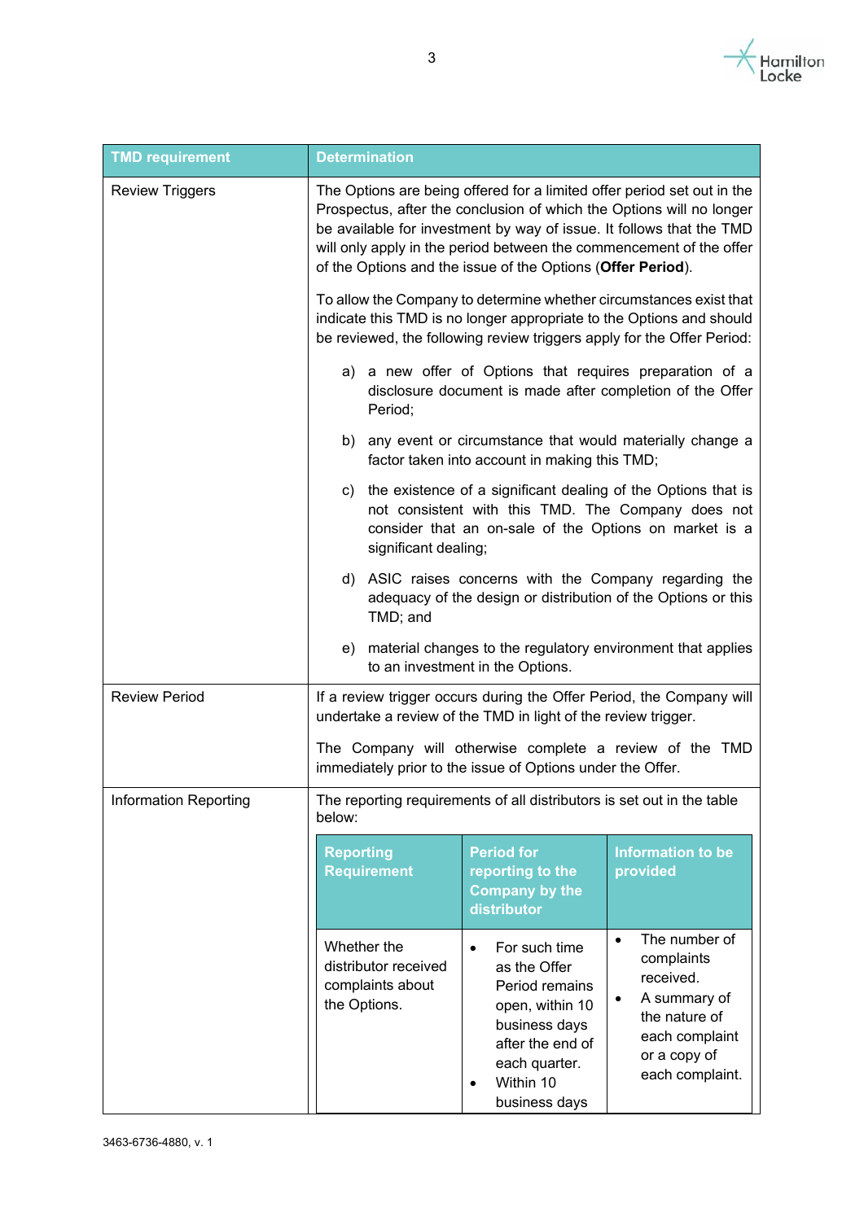| TMD requirement | Determination |
|---|---|
| Review Triggers | The Options are being offered for a limited offer period set out in the Prospectus, after the conclusion of which the Options will no longer be available for investment by way of issue. It follows that the TMD will only apply in the period between the commencement of the offer of the Options and the issue of the Options (**Offer Period**).<br><br>To allow the Company to determine whether circumstances exist that indicate this TMD is no longer appropriate to the Options and should be reviewed, the following review triggers apply for the Offer Period:<br><br>a) a new offer of Options that requires preparation of a disclosure document is made after completion of the Offer Period;<br><br>b) any event or circumstance that would materially change a factor taken into account in making this TMD;<br><br>c) the existence of a significant dealing of the Options that is not consistent with this TMD. The Company does not consider that an on-sale of the Options on market is a significant dealing;<br><br>d) ASIC raises concerns with the Company regarding the adequacy of the design or distribution of the Options or this TMD; and<br><br>e) material changes to the regulatory environment that applies to an investment in the Options. |
| Review Period | If a review trigger occurs during the Offer Period, the Company will undertake a review of the TMD in light of the review trigger.<br><br>The Company will otherwise complete a review of the TMD immediately prior to the issue of Options under the Offer. |
| Information Reporting | The reporting requirements of all distributors is set out in the table below: |

| Reporting Requirement | Period for reporting to the Company by the distributor | Information to be provided |
|---|---|---|
| Whether the distributor received complaints about the Options. | • For such time as the Offer Period remains open, within 10 business days after the end of each quarter.<br>• Within 10 business days | • The number of complaints received.<br>• A summary of the nature of each complaint or a copy of each complaint. |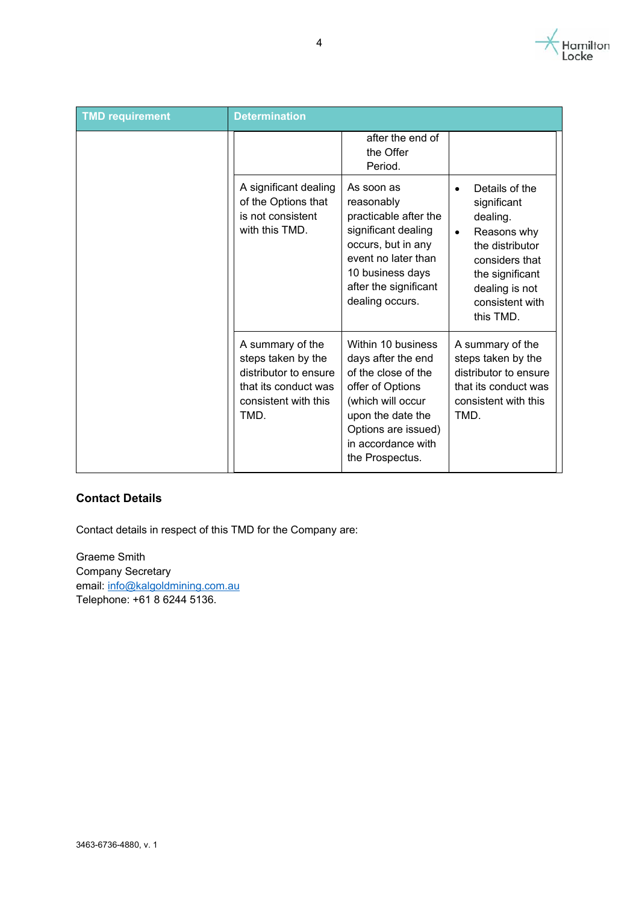| TMD requirement | Determination | | |
|---|---|---|---|
| | | after the end of the Offer Period. | |
| | A significant dealing of the Options that is not consistent with this TMD. | As soon as reasonably practicable after the significant dealing occurs, but in any event no later than 10 business days after the significant dealing occurs. | • Details of the significant dealing.<br>• Reasons why the distributor considers that the significant dealing is not consistent with this TMD. |
| | A summary of the steps taken by the distributor to ensure that its conduct was consistent with this TMD. | Within 10 business days after the end of the close of the offer of Options (which will occur upon the date the Options are issued) in accordance with the Prospectus. | A summary of the steps taken by the distributor to ensure that its conduct was consistent with this TMD. |

**Contact Details**

Contact details in respect of this TMD for the Company are:

Graeme Smith
Company Secretary
email: info@kalgoldmining.com.au
Telephone: +61 8 6244 5136.

3463-6736-4880, v. 1